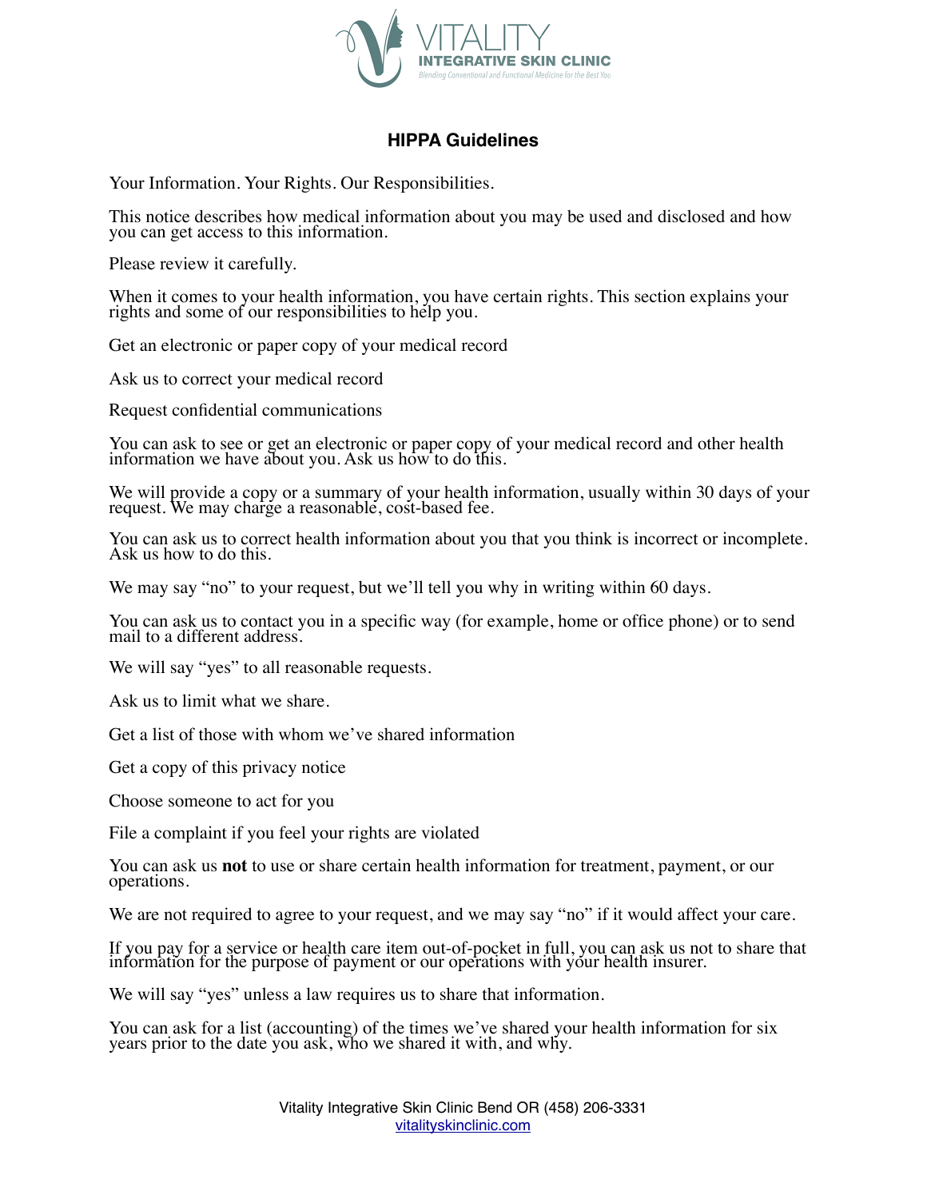VITALITY
INTEGRATIVE SKIN CLINIC
*Blending Conventional and Functional Medicine for the Best You*

## HIPPA Guidelines

Your Information. Your Rights. Our Responsibilities.

This notice describes how medical information about you may be used and disclosed and how you can get access to this information.

Please review it carefully.

When it comes to your health information, you have certain rights. This section explains your rights and some of our responsibilities to help you.

Get an electronic or paper copy of your medical record

Ask us to correct your medical record

Request confidential communications

You can ask to see or get an electronic or paper copy of your medical record and other health information we have about you. Ask us how to do this.

We will provide a copy or a summary of your health information, usually within 30 days of your request. We may charge a reasonable, cost-based fee.

You can ask us to correct health information about you that you think is incorrect or incomplete. Ask us how to do this.

We may say "no" to your request, but we'll tell you why in writing within 60 days.

You can ask us to contact you in a specific way (for example, home or office phone) or to send mail to a different address.

We will say "yes" to all reasonable requests.

Ask us to limit what we share.

Get a list of those with whom we've shared information

Get a copy of this privacy notice

Choose someone to act for you

File a complaint if you feel your rights are violated

You can ask us **not** to use or share certain health information for treatment, payment, or our operations.

We are not required to agree to your request, and we may say "no" if it would affect your care.

If you pay for a service or health care item out-of-pocket in full, you can ask us not to share that information for the purpose of payment or our operations with your health insurer.

We will say "yes" unless a law requires us to share that information.

You can ask for a list (accounting) of the times we've shared your health information for six years prior to the date you ask, who we shared it with, and why.

Vitality Integrative Skin Clinic Bend OR (458) 206-3331
vitalityskinclinic.com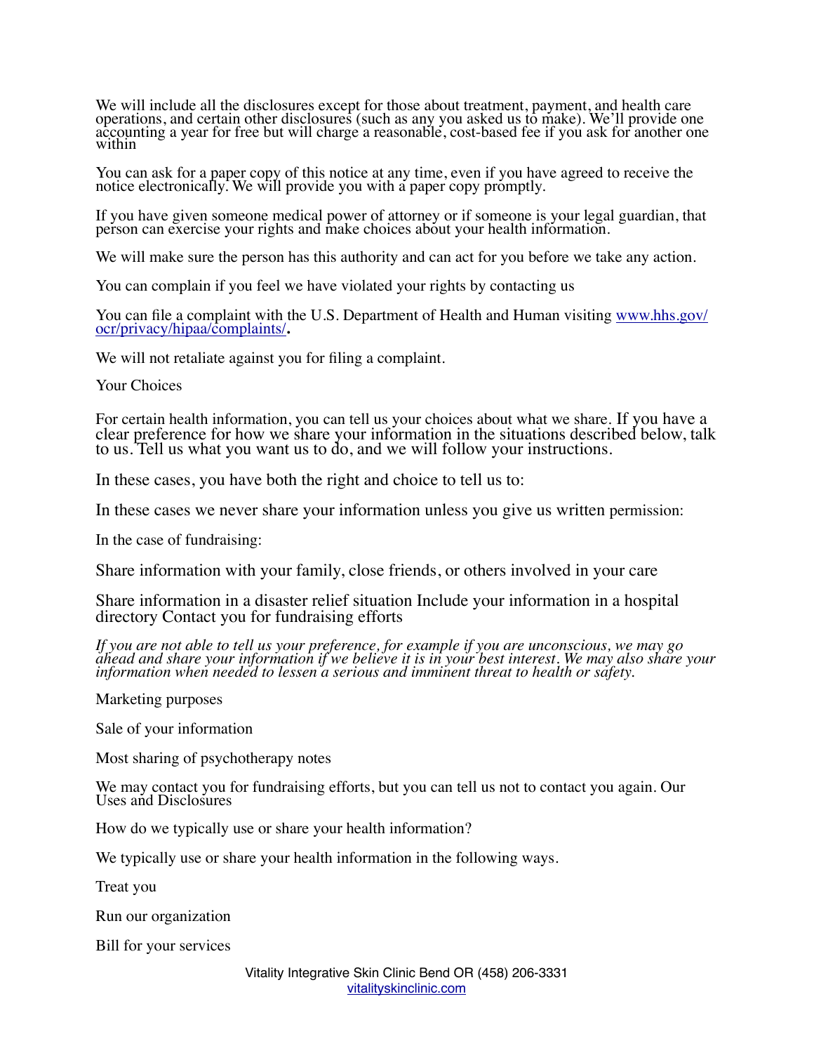We will include all the disclosures except for those about treatment, payment, and health care operations, and certain other disclosures (such as any you asked us to make). We'll provide one accounting a year for free but will charge a reasonable, cost-based fee if you ask for another one within

You can ask for a paper copy of this notice at any time, even if you have agreed to receive the notice electronically. We will provide you with a paper copy promptly.

If you have given someone medical power of attorney or if someone is your legal guardian, that person can exercise your rights and make choices about your health information.

We will make sure the person has this authority and can act for you before we take any action.

You can complain if you feel we have violated your rights by contacting us

You can file a complaint with the U.S. Department of Health and Human visiting www.hhs.gov/ocr/privacy/hipaa/complaints/**.**

We will not retaliate against you for filing a complaint.

Your Choices

For certain health information, you can tell us your choices about what we share. If you have a clear preference for how we share your information in the situations described below, talk to us. Tell us what you want us to do, and we will follow your instructions.

In these cases, you have both the right and choice to tell us to:

In these cases we never share your information unless you give us written permission:

In the case of fundraising:

Share information with your family, close friends, or others involved in your care

Share information in a disaster relief situation Include your information in a hospital directory Contact you for fundraising efforts

*If you are not able to tell us your preference, for example if you are unconscious, we may go ahead and share your information if we believe it is in your best interest. We may also share your information when needed to lessen a serious and imminent threat to health or safety.*

Marketing purposes

Sale of your information

Most sharing of psychotherapy notes

We may contact you for fundraising efforts, but you can tell us not to contact you again. Our Uses and Disclosures

How do we typically use or share your health information?

We typically use or share your health information in the following ways.

Treat you

Run our organization

Bill for your services

Vitality Integrative Skin Clinic Bend OR (458) 206-3331
vitalityskinclinic.com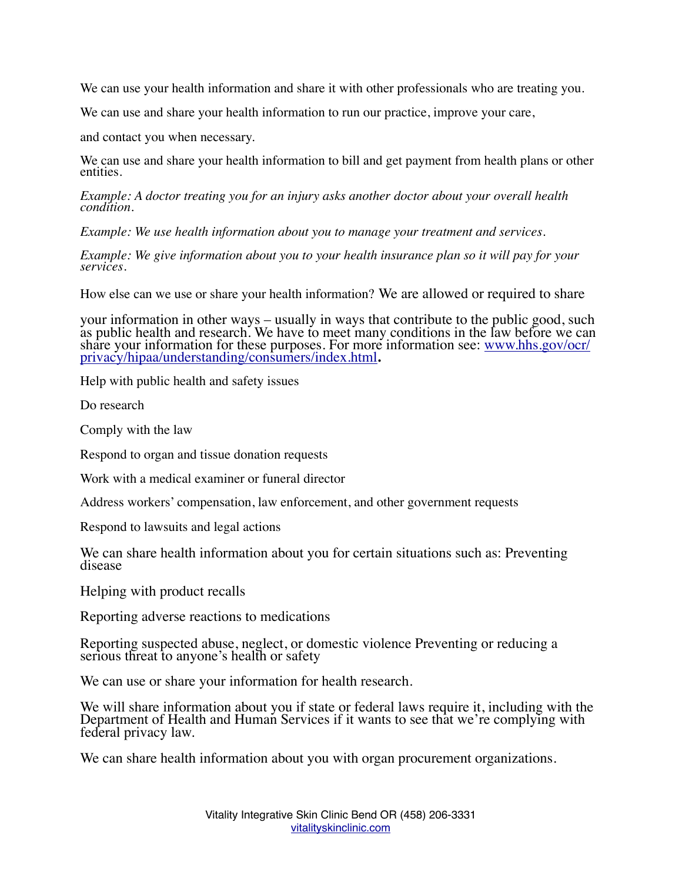We can use your health information and share it with other professionals who are treating you.

We can use and share your health information to run our practice, improve your care,

and contact you when necessary.

We can use and share your health information to bill and get payment from health plans or other entities.

*Example: A doctor treating you for an injury asks another doctor about your overall health condition.*

*Example: We use health information about you to manage your treatment and services.*

*Example: We give information about you to your health insurance plan so it will pay for your services.*

How else can we use or share your health information? We are allowed or required to share

your information in other ways – usually in ways that contribute to the public good, such as public health and research. We have to meet many conditions in the law before we can share your information for these purposes. For more information see: [www.hhs.gov/ocr/privacy/hipaa/understanding/consumers/index.html](http://www.hhs.gov/ocr/privacy/hipaa/understanding/consumers/index.html)**.**

Help with public health and safety issues

Do research

Comply with the law

Respond to organ and tissue donation requests

Work with a medical examiner or funeral director

Address workers' compensation, law enforcement, and other government requests

Respond to lawsuits and legal actions

We can share health information about you for certain situations such as: Preventing disease

Helping with product recalls

Reporting adverse reactions to medications

Reporting suspected abuse, neglect, or domestic violence Preventing or reducing a serious threat to anyone's health or safety

We can use or share your information for health research.

We will share information about you if state or federal laws require it, including with the Department of Health and Human Services if it wants to see that we're complying with federal privacy law.

We can share health information about you with organ procurement organizations.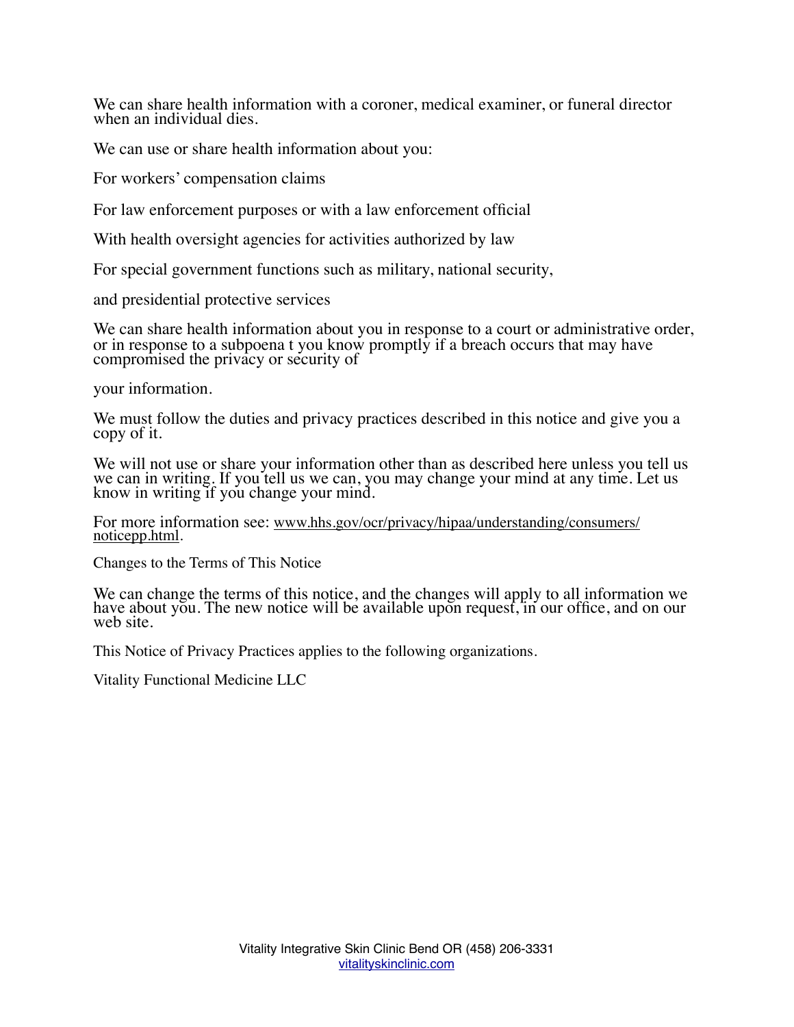We can share health information with a coroner, medical examiner, or funeral director when an individual dies.

We can use or share health information about you:

For workers' compensation claims

For law enforcement purposes or with a law enforcement official

With health oversight agencies for activities authorized by law

For special government functions such as military, national security,

and presidential protective services

We can share health information about you in response to a court or administrative order, or in response to a subpoena t you know promptly if a breach occurs that may have compromised the privacy or security of

your information.

We must follow the duties and privacy practices described in this notice and give you a copy of it.

We will not use or share your information other than as described here unless you tell us we can in writing. If you tell us we can, you may change your mind at any time. Let us know in writing if you change your mind.

For more information see: www.hhs.gov/ocr/privacy/hipaa/understanding/consumers/noticepp.html.

Changes to the Terms of This Notice

We can change the terms of this notice, and the changes will apply to all information we have about you. The new notice will be available upon request, in our office, and on our web site.

This Notice of Privacy Practices applies to the following organizations.

Vitality Functional Medicine LLC